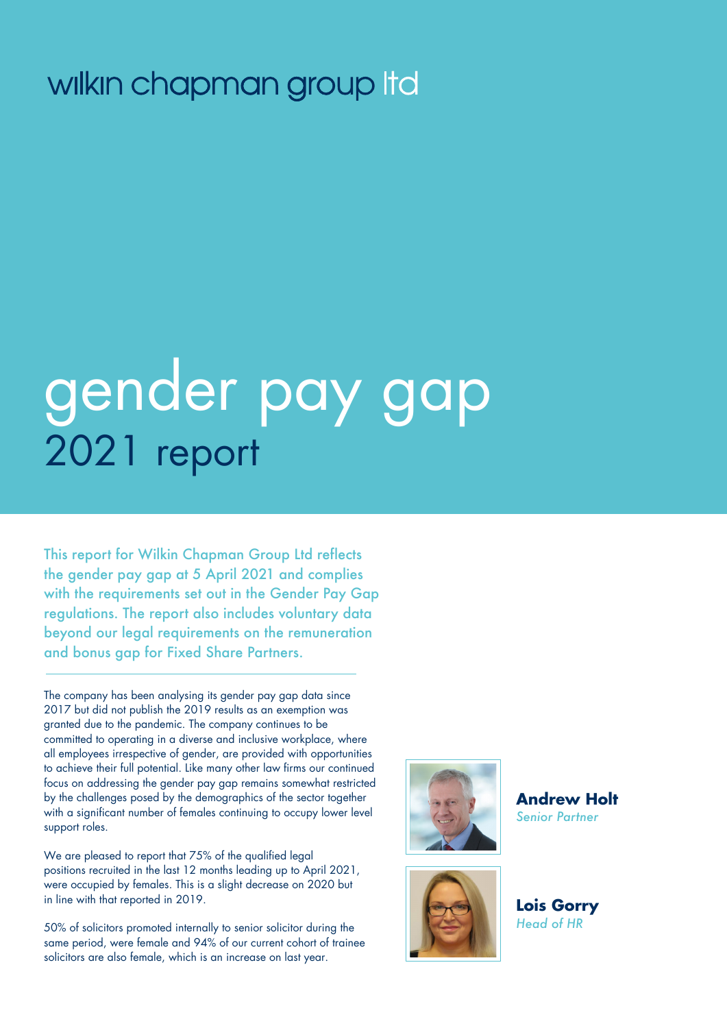wilkin chapman group ltd

# gender pay gap
## 2021 report

This report for Wilkin Chapman Group Ltd reflects the gender pay gap at 5 April 2021 and complies with the requirements set out in the Gender Pay Gap regulations. The report also includes voluntary data beyond our legal requirements on the remuneration and bonus gap for Fixed Share Partners.

The company has been analysing its gender pay gap data since 2017 but did not publish the 2019 results as an exemption was granted due to the pandemic. The company continues to be committed to operating in a diverse and inclusive workplace, where all employees irrespective of gender, are provided with opportunities to achieve their full potential. Like many other law firms our continued focus on addressing the gender pay gap remains somewhat restricted by the challenges posed by the demographics of the sector together with a significant number of females continuing to occupy lower level support roles.

We are pleased to report that 75% of the qualified legal positions recruited in the last 12 months leading up to April 2021, were occupied by females. This is a slight decrease on 2020 but in line with that reported in 2019.

50% of solicitors promoted internally to senior solicitor during the same period, were female and 94% of our current cohort of trainee solicitors are also female, which is an increase on last year.

**Andrew Holt**
*Senior Partner*

**Lois Gorry**
*Head of HR*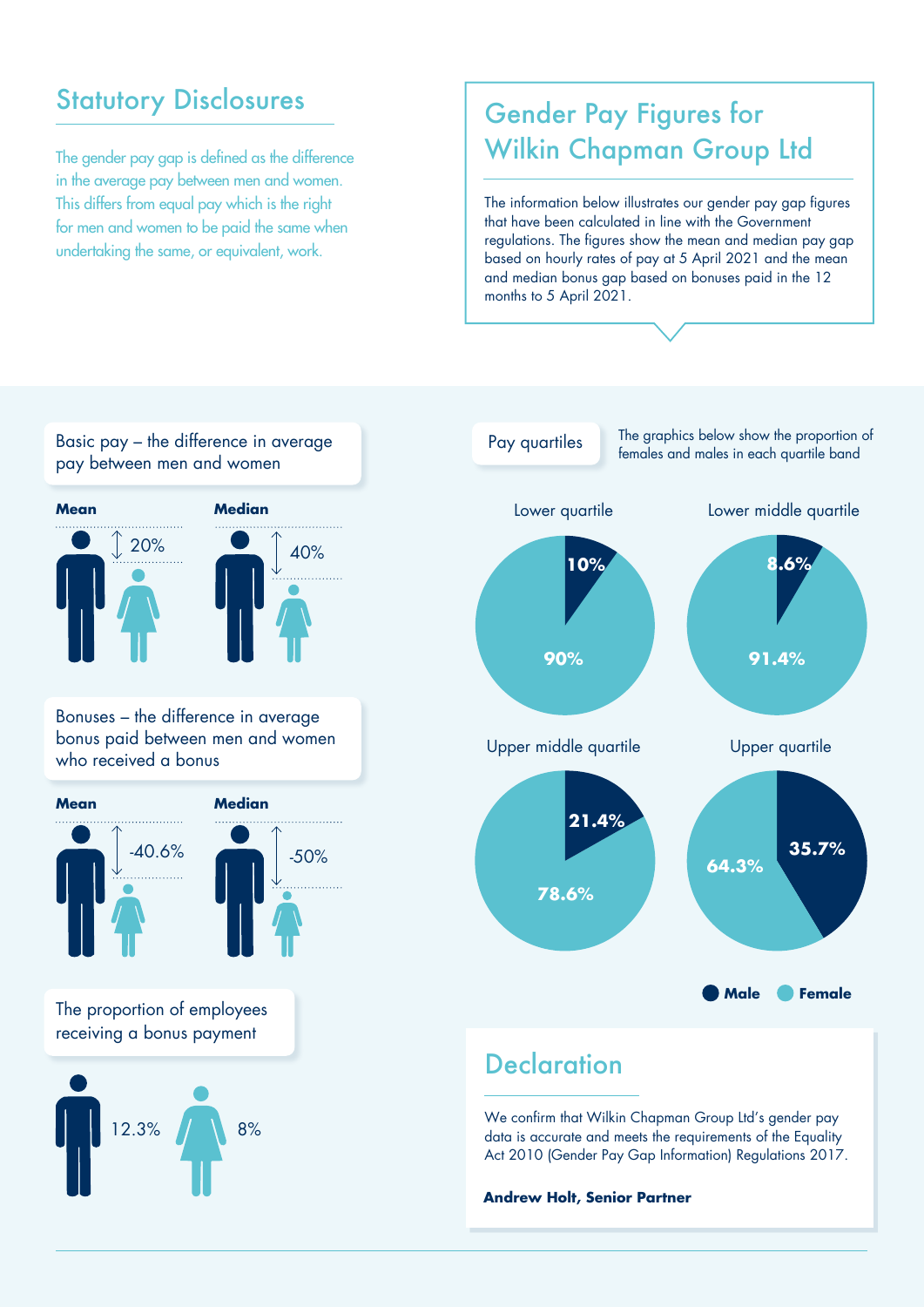## Statutory Disclosures

The gender pay gap is defined as the difference in the average pay between men and women. This differs from equal pay which is the right for men and women to be paid the same when undertaking the same, or equivalent, work.

## Gender Pay Figures for Wilkin Chapman Group Ltd

The information below illustrates our gender pay gap figures that have been calculated in line with the Government regulations. The figures show the mean and median pay gap based on hourly rates of pay at 5 April 2021 and the mean and median bonus gap based on bonuses paid in the 12 months to 5 April 2021.

### Basic pay – the difference in average pay between men and women

**Mean**

20%

**Median**

40%

### Bonuses – the difference in average bonus paid between men and women who received a bonus

**Mean**

-40.6%

**Median**

-50%

### The proportion of employees receiving a bonus payment

12.3%

8%

### Pay quartiles

The graphics below show the proportion of females and males in each quartile band

Lower quartile

10%

90%

Lower middle quartile

8.6%

91.4%

Upper middle quartile

21.4%

78.6%

Upper quartile

35.7%

64.3%

**Male** **Female**

## Declaration

We confirm that Wilkin Chapman Group Ltd's gender pay data is accurate and meets the requirements of the Equality Act 2010 (Gender Pay Gap Information) Regulations 2017.

**Andrew Holt, Senior Partner**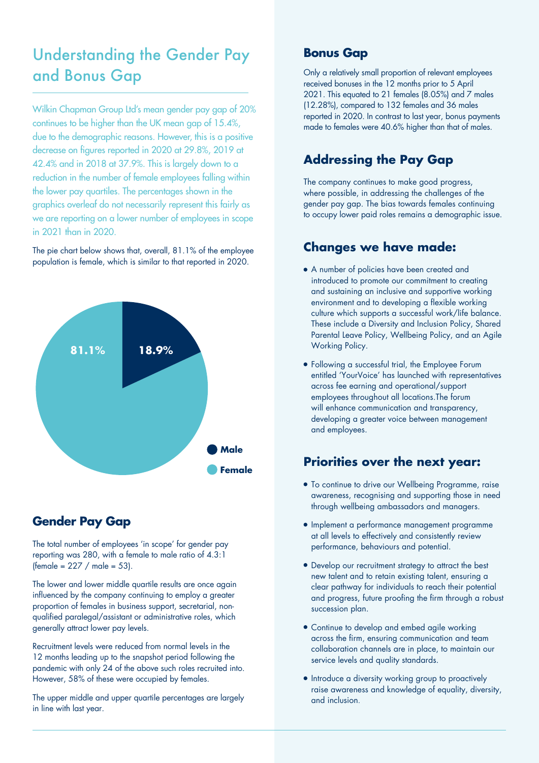# Understanding the Gender Pay and Bonus Gap

Wilkin Chapman Group Ltd's mean gender pay gap of 20% continues to be higher than the UK mean gap of 15.4%, due to the demographic reasons. However, this is a positive decrease on figures reported in 2020 at 29.8%, 2019 at 42.4% and in 2018 at 37.9%. This is largely down to a reduction in the number of female employees falling within the lower pay quartiles. The percentages shown in the graphics overleaf do not necessarily represent this fairly as we are reporting on a lower number of employees in scope in 2021 than in 2020.

The pie chart below shows that, overall, 81.1% of the employee population is female, which is similar to that reported in 2020.

81.1%

18.9%

Male

Female

## Gender Pay Gap

The total number of employees 'in scope' for gender pay reporting was 280, with a female to male ratio of 4.3:1 (female = 227 / male = 53).

The lower and lower middle quartile results are once again influenced by the company continuing to employ a greater proportion of females in business support, secretarial, non-qualified paralegal/assistant or administrative roles, which generally attract lower pay levels.

Recruitment levels were reduced from normal levels in the 12 months leading up to the snapshot period following the pandemic with only 24 of the above such roles recruited into. However, 58% of these were occupied by females.

The upper middle and upper quartile percentages are largely in line with last year.

## Bonus Gap

Only a relatively small proportion of relevant employees received bonuses in the 12 months prior to 5 April 2021. This equated to 21 females (8.05%) and 7 males (12.28%), compared to 132 females and 36 males reported in 2020. In contrast to last year, bonus payments made to females were 40.6% higher than that of males.

## Addressing the Pay Gap

The company continues to make good progress, where possible, in addressing the challenges of the gender pay gap. The bias towards females continuing to occupy lower paid roles remains a demographic issue.

## Changes we have made:

- A number of policies have been created and introduced to promote our commitment to creating and sustaining an inclusive and supportive working environment and to developing a flexible working culture which supports a successful work/life balance. These include a Diversity and Inclusion Policy, Shared Parental Leave Policy, Wellbeing Policy, and an Agile Working Policy.
- Following a successful trial, the Employee Forum entitled 'YourVoice' has launched with representatives across fee earning and operational/support employees throughout all locations.The forum will enhance communication and transparency, developing a greater voice between management and employees.

## Priorities over the next year:

- To continue to drive our Wellbeing Programme, raise awareness, recognising and supporting those in need through wellbeing ambassadors and managers.
- Implement a performance management programme at all levels to effectively and consistently review performance, behaviours and potential.
- Develop our recruitment strategy to attract the best new talent and to retain existing talent, ensuring a clear pathway for individuals to reach their potential and progress, future proofing the firm through a robust succession plan.
- Continue to develop and embed agile working across the firm, ensuring communication and team collaboration channels are in place, to maintain our service levels and quality standards.
- Introduce a diversity working group to proactively raise awareness and knowledge of equality, diversity, and inclusion.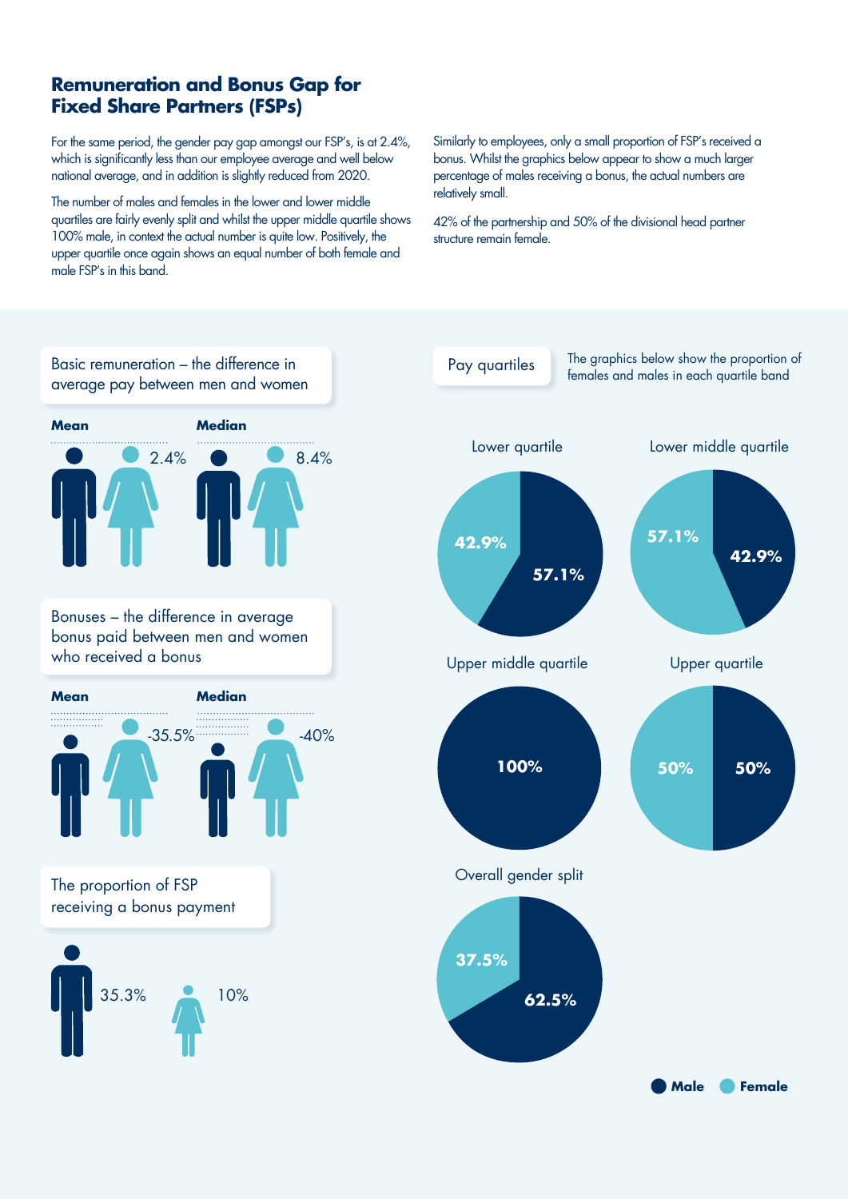## Remuneration and Bonus Gap for Fixed Share Partners (FSPs)

For the same period, the gender pay gap amongst our FSP's, is at 2.4%, which is significantly less than our employee average and well below national average, and in addition is slightly reduced from 2020.

The number of males and females in the lower and lower middle quartiles are fairly evenly split and whilst the upper middle quartile shows 100% male, in context the actual number is quite low. Positively, the upper quartile once again shows an equal number of both female and male FSP's in this band.

Similarly to employees, only a small proportion of FSP's received a bonus. Whilst the graphics below appear to show a much larger percentage of males receiving a bonus, the actual numbers are relatively small.

42% of the partnership and 50% of the divisional head partner structure remain female.

**Basic remuneration – the difference in average pay between men and women**

**Mean**

2.4%

**Median**

8.4%

**Bonuses – the difference in average bonus paid between men and women who received a bonus**

**Mean**

-35.5%

**Median**

-40%

**The proportion of FSP receiving a bonus payment**

35.3%

10%

**Pay quartiles**

The graphics below show the proportion of females and males in each quartile band

Lower quartile

42.9%

57.1%

Lower middle quartile

57.1%

42.9%

Upper middle quartile

100%

Upper quartile

50%

50%

Overall gender split

37.5%

62.5%

Male
Female